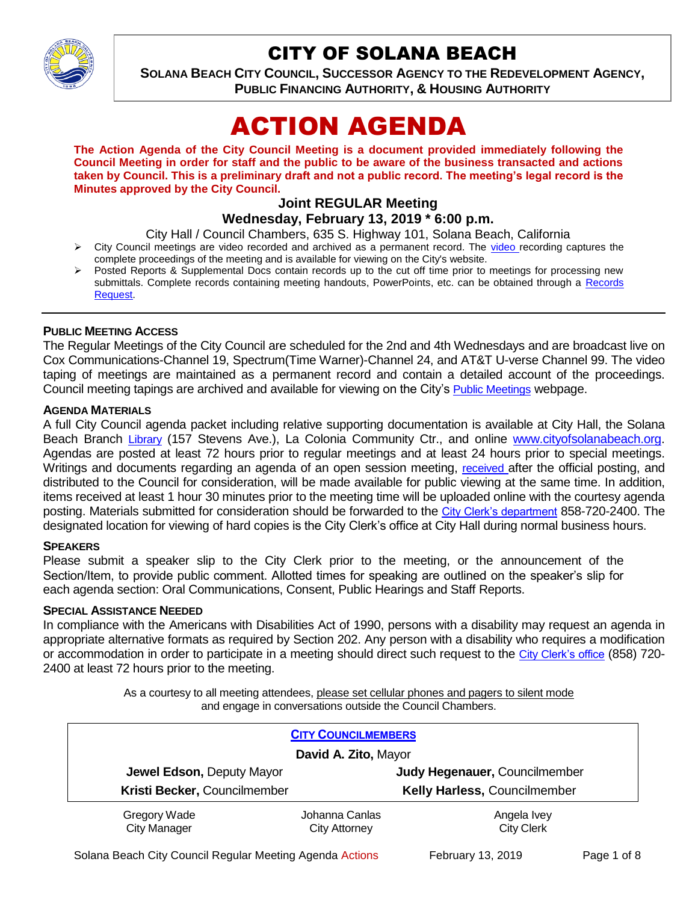# CITY OF SOLANA BEACH

**SOLANA BEACH CITY COUNCIL, SUCCESSOR AGENCY TO THE REDEVELOPMENT AGENCY, PUBLIC FINANCING AUTHORITY, & HOUSING AUTHORITY**

# ACTION AGENDA

**The Action Agenda of the City Council Meeting is a document provided immediately following the Council Meeting in order for staff and the public to be aware of the business transacted and actions taken by Council. This is a preliminary draft and not a public record. The meeting's legal record is the Minutes approved by the City Council.**

## Joint REGULAR Meeting
## Wednesday, February 13, 2019 * 6:00 p.m.

City Hall / Council Chambers, 635 S. Highway 101, Solana Beach, California

- City Council meetings are video recorded and archived as a permanent record. The video recording captures the complete proceedings of the meeting and is available for viewing on the City's website.
- Posted Reports & Supplemental Docs contain records up to the cut off time prior to meetings for processing new submittals. Complete records containing meeting handouts, PowerPoints, etc. can be obtained through a Records Request.

---

**PUBLIC MEETING ACCESS**

The Regular Meetings of the City Council are scheduled for the 2nd and 4th Wednesdays and are broadcast live on Cox Communications-Channel 19, Spectrum(Time Warner)-Channel 24, and AT&T U-verse Channel 99. The video taping of meetings are maintained as a permanent record and contain a detailed account of the proceedings. Council meeting tapings are archived and available for viewing on the City's Public Meetings webpage.

**AGENDA MATERIALS**

A full City Council agenda packet including relative supporting documentation is available at City Hall, the Solana Beach Branch Library (157 Stevens Ave.), La Colonia Community Ctr., and online www.cityofsolanabeach.org. Agendas are posted at least 72 hours prior to regular meetings and at least 24 hours prior to special meetings. Writings and documents regarding an agenda of an open session meeting, received after the official posting, and distributed to the Council for consideration, will be made available for public viewing at the same time. In addition, items received at least 1 hour 30 minutes prior to the meeting time will be uploaded online with the courtesy agenda posting. Materials submitted for consideration should be forwarded to the City Clerk's department 858-720-2400. The designated location for viewing of hard copies is the City Clerk's office at City Hall during normal business hours.

**SPEAKERS**

Please submit a speaker slip to the City Clerk prior to the meeting, or the announcement of the Section/Item, to provide public comment. Allotted times for speaking are outlined on the speaker's slip for each agenda section: Oral Communications, Consent, Public Hearings and Staff Reports.

**SPECIAL ASSISTANCE NEEDED**

In compliance with the Americans with Disabilities Act of 1990, persons with a disability may request an agenda in appropriate alternative formats as required by Section 202. Any person with a disability who requires a modification or accommodation in order to participate in a meeting should direct such request to the City Clerk's office (858) 720-2400 at least 72 hours prior to the meeting.

As a courtesy to all meeting attendees, please set cellular phones and pagers to silent mode and engage in conversations outside the Council Chambers.

**CITY COUNCILMEMBERS**

**David A. Zito,** Mayor

| | |
|---|---|
| **Jewel Edson,** Deputy Mayor | **Judy Hegenauer,** Councilmember |
| **Kristi Becker,** Councilmember | **Kelly Harless,** Councilmember |

| | | |
|---|---|---|
| Gregory Wade<br>City Manager | Johanna Canlas<br>City Attorney | Angela Ivey<br>City Clerk |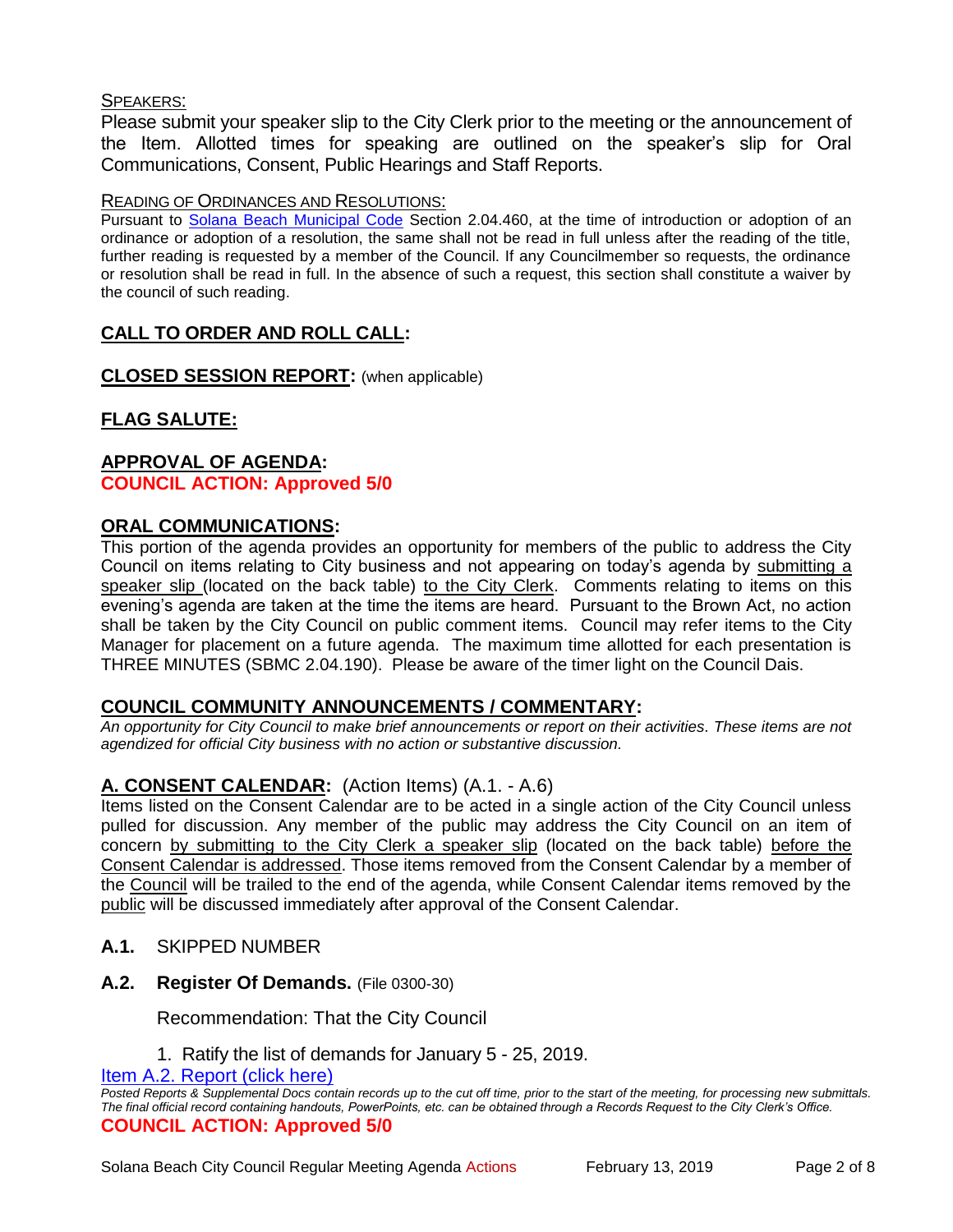Speakers:

Please submit your speaker slip to the City Clerk prior to the meeting or the announcement of the Item. Allotted times for speaking are outlined on the speaker's slip for Oral Communications, Consent, Public Hearings and Staff Reports.

Reading of Ordinances and Resolutions:

Pursuant to [Solana Beach Municipal Code](#) Section 2.04.460, at the time of introduction or adoption of an ordinance or adoption of a resolution, the same shall not be read in full unless after the reading of the title, further reading is requested by a member of the Council. If any Councilmember so requests, the ordinance or resolution shall be read in full. In the absence of such a request, this section shall constitute a waiver by the council of such reading.

## CALL TO ORDER AND ROLL CALL:

## CLOSED SESSION REPORT: (when applicable)

## FLAG SALUTE:

## APPROVAL OF AGENDA:

**COUNCIL ACTION: Approved 5/0**

## ORAL COMMUNICATIONS:

This portion of the agenda provides an opportunity for members of the public to address the City Council on items relating to City business and not appearing on today's agenda by submitting a speaker slip (located on the back table) to the City Clerk. Comments relating to items on this evening's agenda are taken at the time the items are heard. Pursuant to the Brown Act, no action shall be taken by the City Council on public comment items. Council may refer items to the City Manager for placement on a future agenda. The maximum time allotted for each presentation is THREE MINUTES (SBMC 2.04.190). Please be aware of the timer light on the Council Dais.

## COUNCIL COMMUNITY ANNOUNCEMENTS / COMMENTARY:

*An opportunity for City Council to make brief announcements or report on their activities. These items are not agendized for official City business with no action or substantive discussion.*

## A. CONSENT CALENDAR: (Action Items) (A.1. - A.6)

Items listed on the Consent Calendar are to be acted in a single action of the City Council unless pulled for discussion. Any member of the public may address the City Council on an item of concern by submitting to the City Clerk a speaker slip (located on the back table) before the Consent Calendar is addressed. Those items removed from the Consent Calendar by a member of the Council will be trailed to the end of the agenda, while Consent Calendar items removed by the public will be discussed immediately after approval of the Consent Calendar.

**A.1.** SKIPPED NUMBER

**A.2. Register Of Demands.** (File 0300-30)

Recommendation: That the City Council

1. Ratify the list of demands for January 5 - 25, 2019.

[Item A.2. Report (click here)](#)

*Posted Reports & Supplemental Docs contain records up to the cut off time, prior to the start of the meeting, for processing new submittals. The final official record containing handouts, PowerPoints, etc. can be obtained through a Records Request to the City Clerk's Office.*

**COUNCIL ACTION: Approved 5/0**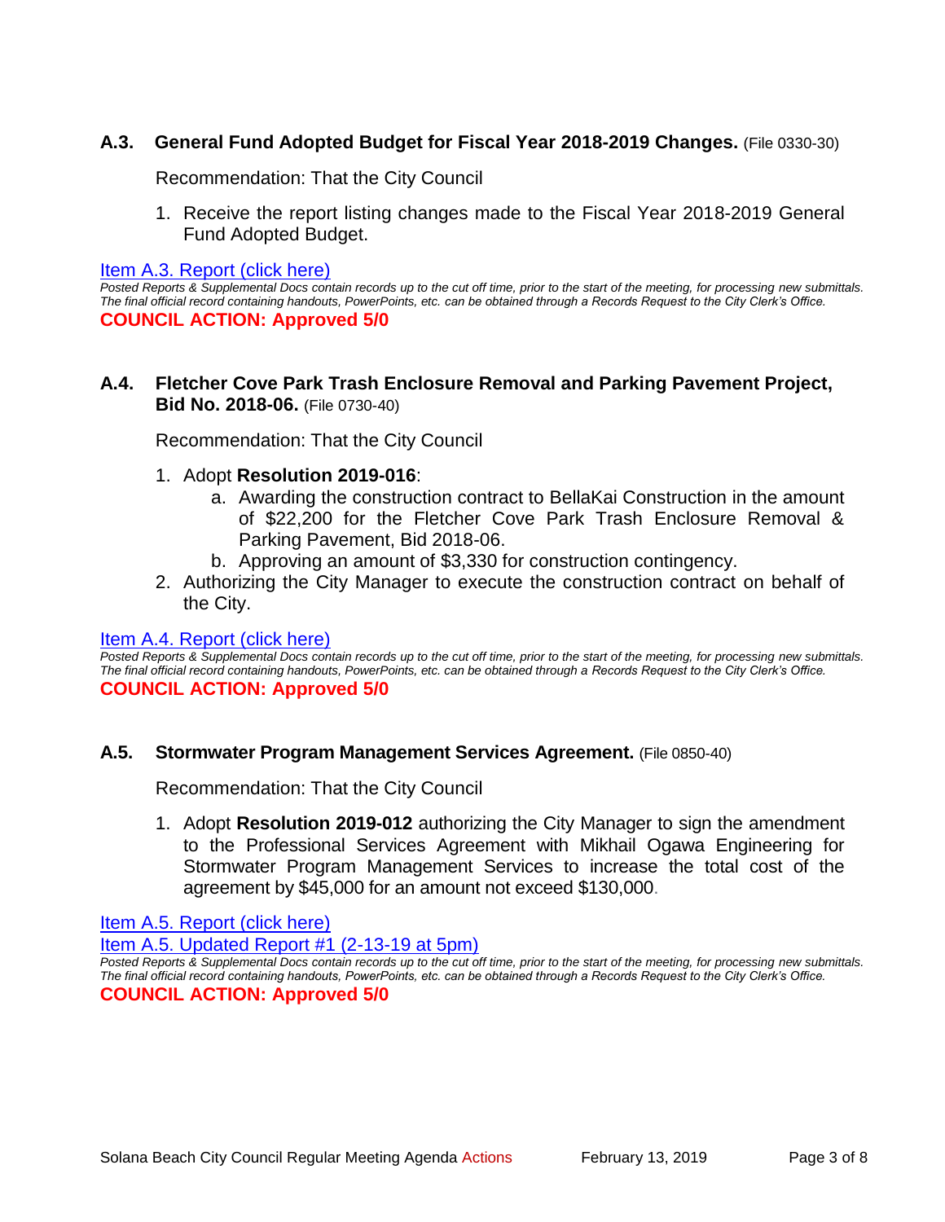### A.3. General Fund Adopted Budget for Fiscal Year 2018-2019 Changes. (File 0330-30)

Recommendation: That the City Council

1. Receive the report listing changes made to the Fiscal Year 2018-2019 General Fund Adopted Budget.

Item A.3. Report (click here)

*Posted Reports & Supplemental Docs contain records up to the cut off time, prior to the start of the meeting, for processing new submittals. The final official record containing handouts, PowerPoints, etc. can be obtained through a Records Request to the City Clerk's Office.*

**COUNCIL ACTION: Approved 5/0**

### A.4. Fletcher Cove Park Trash Enclosure Removal and Parking Pavement Project, Bid No. 2018-06. (File 0730-40)

Recommendation: That the City Council

1. Adopt **Resolution 2019-016**:
   a. Awarding the construction contract to BellaKai Construction in the amount of $22,200 for the Fletcher Cove Park Trash Enclosure Removal & Parking Pavement, Bid 2018-06.
   b. Approving an amount of $3,330 for construction contingency.
2. Authorizing the City Manager to execute the construction contract on behalf of the City.

Item A.4. Report (click here)

*Posted Reports & Supplemental Docs contain records up to the cut off time, prior to the start of the meeting, for processing new submittals. The final official record containing handouts, PowerPoints, etc. can be obtained through a Records Request to the City Clerk's Office.*

**COUNCIL ACTION: Approved 5/0**

### A.5. Stormwater Program Management Services Agreement. (File 0850-40)

Recommendation: That the City Council

1. Adopt **Resolution 2019-012** authorizing the City Manager to sign the amendment to the Professional Services Agreement with Mikhail Ogawa Engineering for Stormwater Program Management Services to increase the total cost of the agreement by $45,000 for an amount not exceed $130,000.

Item A.5. Report (click here)

Item A.5. Updated Report #1 (2-13-19 at 5pm)

*Posted Reports & Supplemental Docs contain records up to the cut off time, prior to the start of the meeting, for processing new submittals. The final official record containing handouts, PowerPoints, etc. can be obtained through a Records Request to the City Clerk's Office.*

**COUNCIL ACTION: Approved 5/0**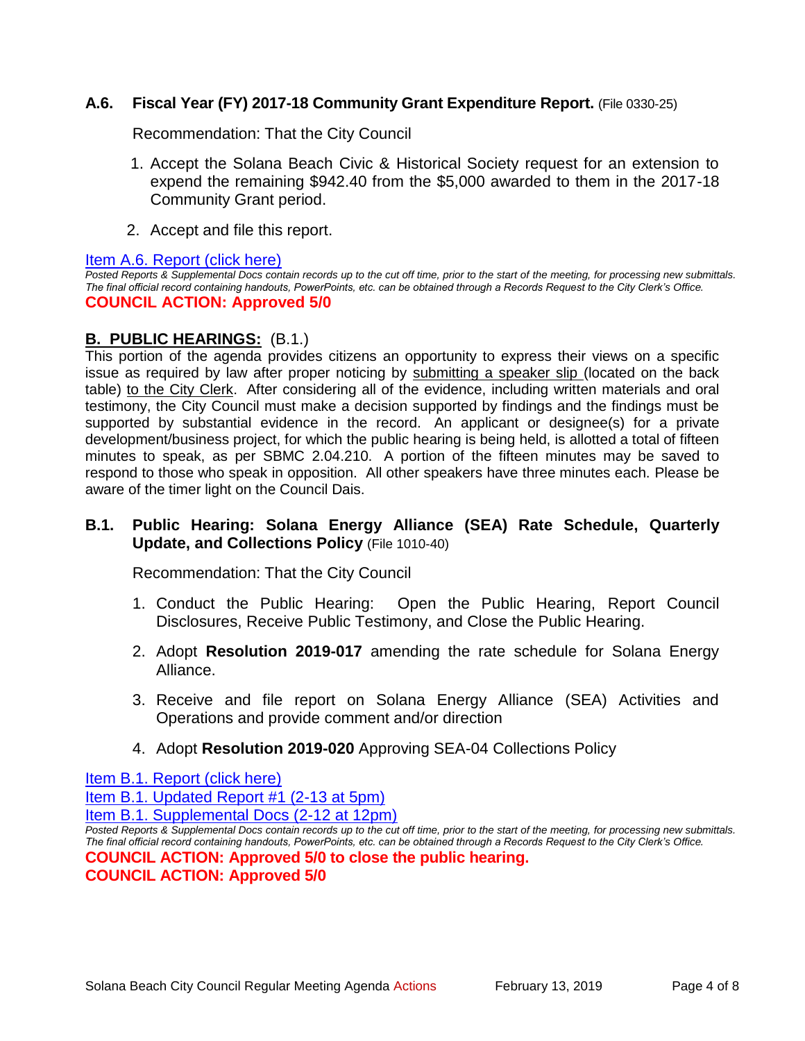**A.6. Fiscal Year (FY) 2017-18 Community Grant Expenditure Report.** (File 0330-25)

Recommendation: That the City Council

1. Accept the Solana Beach Civic & Historical Society request for an extension to expend the remaining $942.40 from the $5,000 awarded to them in the 2017-18 Community Grant period.
2. Accept and file this report.

[Item A.6. Report (click here)]

*Posted Reports & Supplemental Docs contain records up to the cut off time, prior to the start of the meeting, for processing new submittals. The final official record containing handouts, PowerPoints, etc. can be obtained through a Records Request to the City Clerk's Office.*

**COUNCIL ACTION: Approved 5/0**

## B. PUBLIC HEARINGS: (B.1.)

This portion of the agenda provides citizens an opportunity to express their views on a specific issue as required by law after proper noticing by submitting a speaker slip (located on the back table) to the City Clerk. After considering all of the evidence, including written materials and oral testimony, the City Council must make a decision supported by findings and the findings must be supported by substantial evidence in the record. An applicant or designee(s) for a private development/business project, for which the public hearing is being held, is allotted a total of fifteen minutes to speak, as per SBMC 2.04.210. A portion of the fifteen minutes may be saved to respond to those who speak in opposition. All other speakers have three minutes each. Please be aware of the timer light on the Council Dais.

**B.1. Public Hearing: Solana Energy Alliance (SEA) Rate Schedule, Quarterly Update, and Collections Policy** (File 1010-40)

Recommendation: That the City Council

1. Conduct the Public Hearing: Open the Public Hearing, Report Council Disclosures, Receive Public Testimony, and Close the Public Hearing.
2. Adopt **Resolution 2019-017** amending the rate schedule for Solana Energy Alliance.
3. Receive and file report on Solana Energy Alliance (SEA) Activities and Operations and provide comment and/or direction
4. Adopt **Resolution 2019-020** Approving SEA-04 Collections Policy

[Item B.1. Report (click here)]
[Item B.1. Updated Report #1 (2-13 at 5pm)]
[Item B.1. Supplemental Docs (2-12 at 12pm)]

*Posted Reports & Supplemental Docs contain records up to the cut off time, prior to the start of the meeting, for processing new submittals. The final official record containing handouts, PowerPoints, etc. can be obtained through a Records Request to the City Clerk's Office.*

**COUNCIL ACTION: Approved 5/0 to close the public hearing.**
**COUNCIL ACTION: Approved 5/0**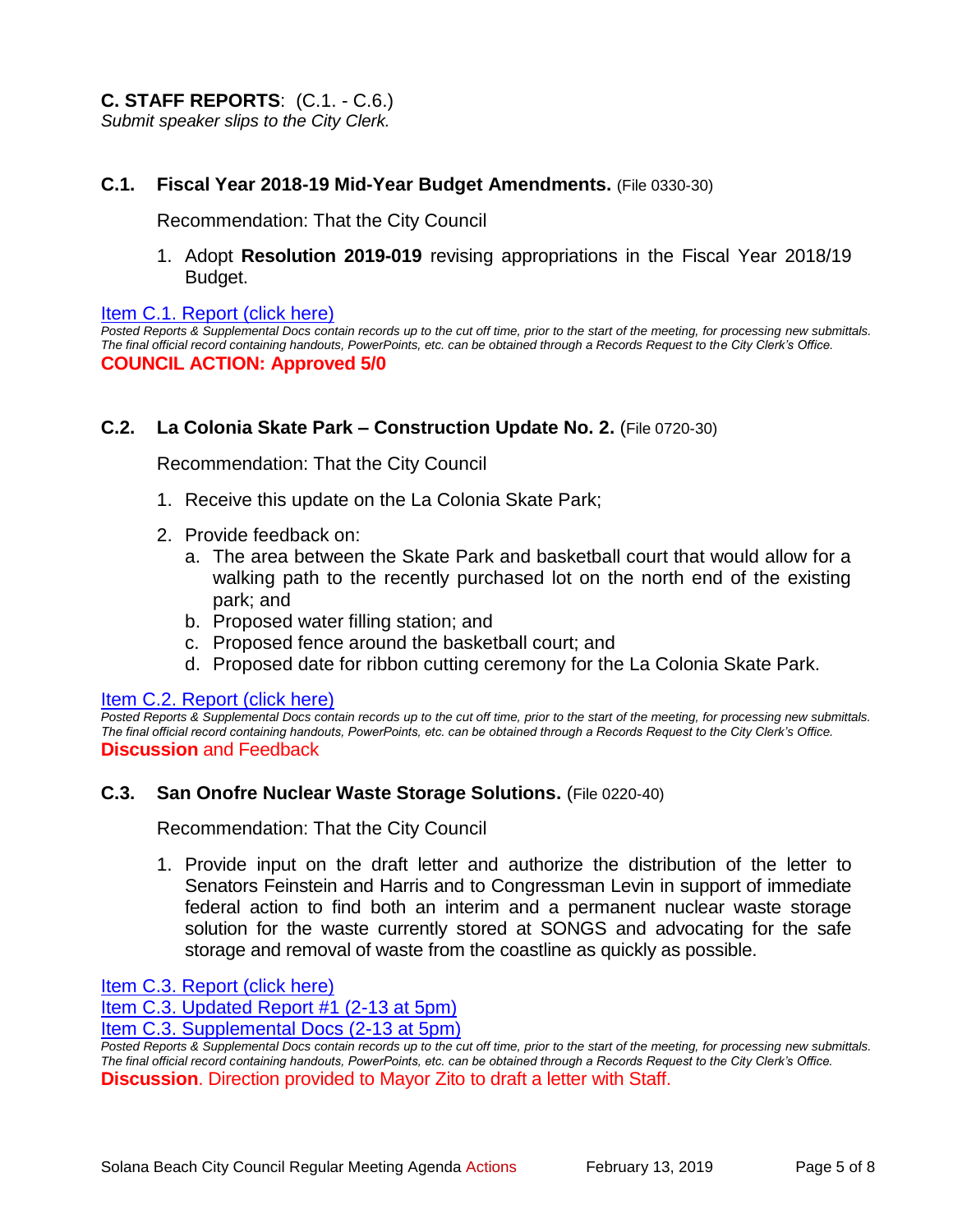## C. STAFF REPORTS: (C.1. - C.6.)

*Submit speaker slips to the City Clerk.*

### C.1. Fiscal Year 2018-19 Mid-Year Budget Amendments. (File 0330-30)

Recommendation: That the City Council

1. Adopt **Resolution 2019-019** revising appropriations in the Fiscal Year 2018/19 Budget.

Item C.1. Report (click here)

*Posted Reports & Supplemental Docs contain records up to the cut off time, prior to the start of the meeting, for processing new submittals. The final official record containing handouts, PowerPoints, etc. can be obtained through a Records Request to the City Clerk's Office.*

**COUNCIL ACTION: Approved 5/0**

### C.2. La Colonia Skate Park – Construction Update No. 2. (File 0720-30)

Recommendation: That the City Council

1. Receive this update on the La Colonia Skate Park;
2. Provide feedback on:
   a. The area between the Skate Park and basketball court that would allow for a walking path to the recently purchased lot on the north end of the existing park; and
   b. Proposed water filling station; and
   c. Proposed fence around the basketball court; and
   d. Proposed date for ribbon cutting ceremony for the La Colonia Skate Park.

Item C.2. Report (click here)

*Posted Reports & Supplemental Docs contain records up to the cut off time, prior to the start of the meeting, for processing new submittals. The final official record containing handouts, PowerPoints, etc. can be obtained through a Records Request to the City Clerk's Office.*

**Discussion** and Feedback

### C.3. San Onofre Nuclear Waste Storage Solutions. (File 0220-40)

Recommendation: That the City Council

1. Provide input on the draft letter and authorize the distribution of the letter to Senators Feinstein and Harris and to Congressman Levin in support of immediate federal action to find both an interim and a permanent nuclear waste storage solution for the waste currently stored at SONGS and advocating for the safe storage and removal of waste from the coastline as quickly as possible.

Item C.3. Report (click here)
Item C.3. Updated Report #1 (2-13 at 5pm)
Item C.3. Supplemental Docs (2-13 at 5pm)

*Posted Reports & Supplemental Docs contain records up to the cut off time, prior to the start of the meeting, for processing new submittals. The final official record containing handouts, PowerPoints, etc. can be obtained through a Records Request to the City Clerk's Office.*

**Discussion**. Direction provided to Mayor Zito to draft a letter with Staff.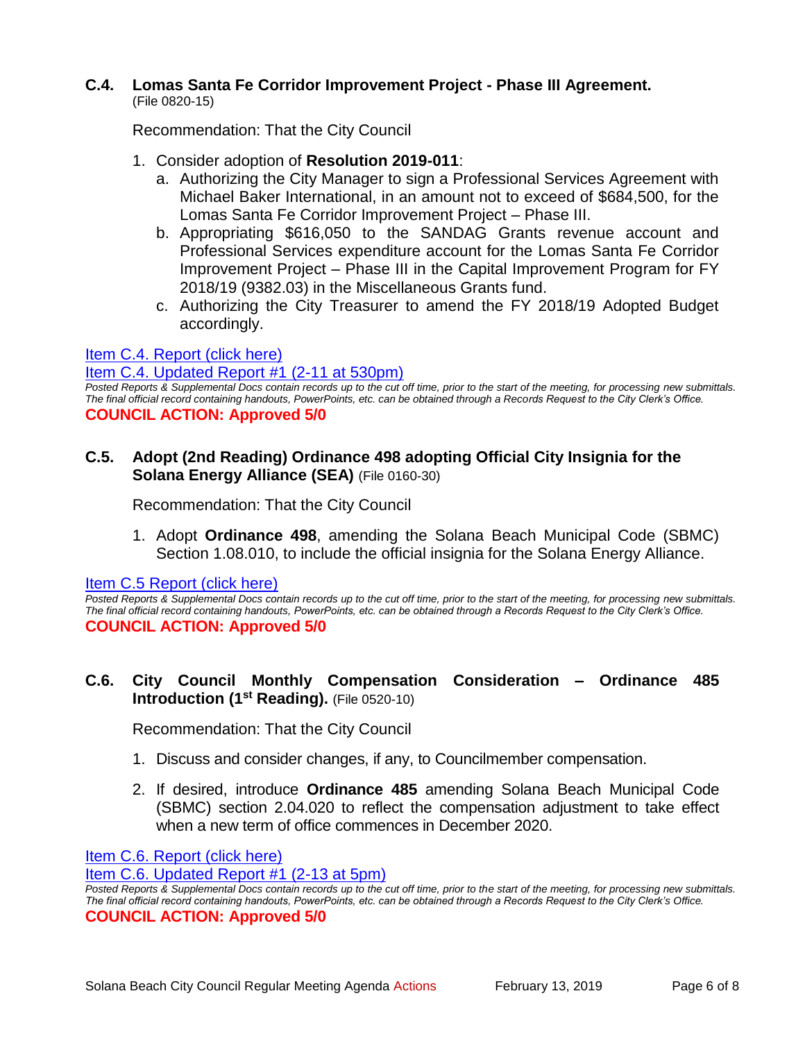### C.4. Lomas Santa Fe Corridor Improvement Project - Phase III Agreement.
(File 0820-15)

Recommendation: That the City Council

1. Consider adoption of **Resolution 2019-011**:
   a. Authorizing the City Manager to sign a Professional Services Agreement with Michael Baker International, in an amount not to exceed of $684,500, for the Lomas Santa Fe Corridor Improvement Project – Phase III.
   b. Appropriating $616,050 to the SANDAG Grants revenue account and Professional Services expenditure account for the Lomas Santa Fe Corridor Improvement Project – Phase III in the Capital Improvement Program for FY 2018/19 (9382.03) in the Miscellaneous Grants fund.
   c. Authorizing the City Treasurer to amend the FY 2018/19 Adopted Budget accordingly.

Item C.4. Report (click here)

Item C.4. Updated Report #1 (2-11 at 530pm)

*Posted Reports & Supplemental Docs contain records up to the cut off time, prior to the start of the meeting, for processing new submittals. The final official record containing handouts, PowerPoints, etc. can be obtained through a Records Request to the City Clerk's Office.*

**COUNCIL ACTION: Approved 5/0**

### C.5. Adopt (2nd Reading) Ordinance 498 adopting Official City Insignia for the Solana Energy Alliance (SEA) (File 0160-30)

Recommendation: That the City Council

1. Adopt **Ordinance 498**, amending the Solana Beach Municipal Code (SBMC) Section 1.08.010, to include the official insignia for the Solana Energy Alliance.

Item C.5 Report (click here)

*Posted Reports & Supplemental Docs contain records up to the cut off time, prior to the start of the meeting, for processing new submittals. The final official record containing handouts, PowerPoints, etc. can be obtained through a Records Request to the City Clerk's Office.*

**COUNCIL ACTION: Approved 5/0**

### C.6. City Council Monthly Compensation Consideration – Ordinance 485 Introduction (1st Reading). (File 0520-10)

Recommendation: That the City Council

1. Discuss and consider changes, if any, to Councilmember compensation.
2. If desired, introduce **Ordinance 485** amending Solana Beach Municipal Code (SBMC) section 2.04.020 to reflect the compensation adjustment to take effect when a new term of office commences in December 2020.

Item C.6. Report (click here)

Item C.6. Updated Report #1 (2-13 at 5pm)

*Posted Reports & Supplemental Docs contain records up to the cut off time, prior to the start of the meeting, for processing new submittals. The final official record containing handouts, PowerPoints, etc. can be obtained through a Records Request to the City Clerk's Office.*

**COUNCIL ACTION: Approved 5/0**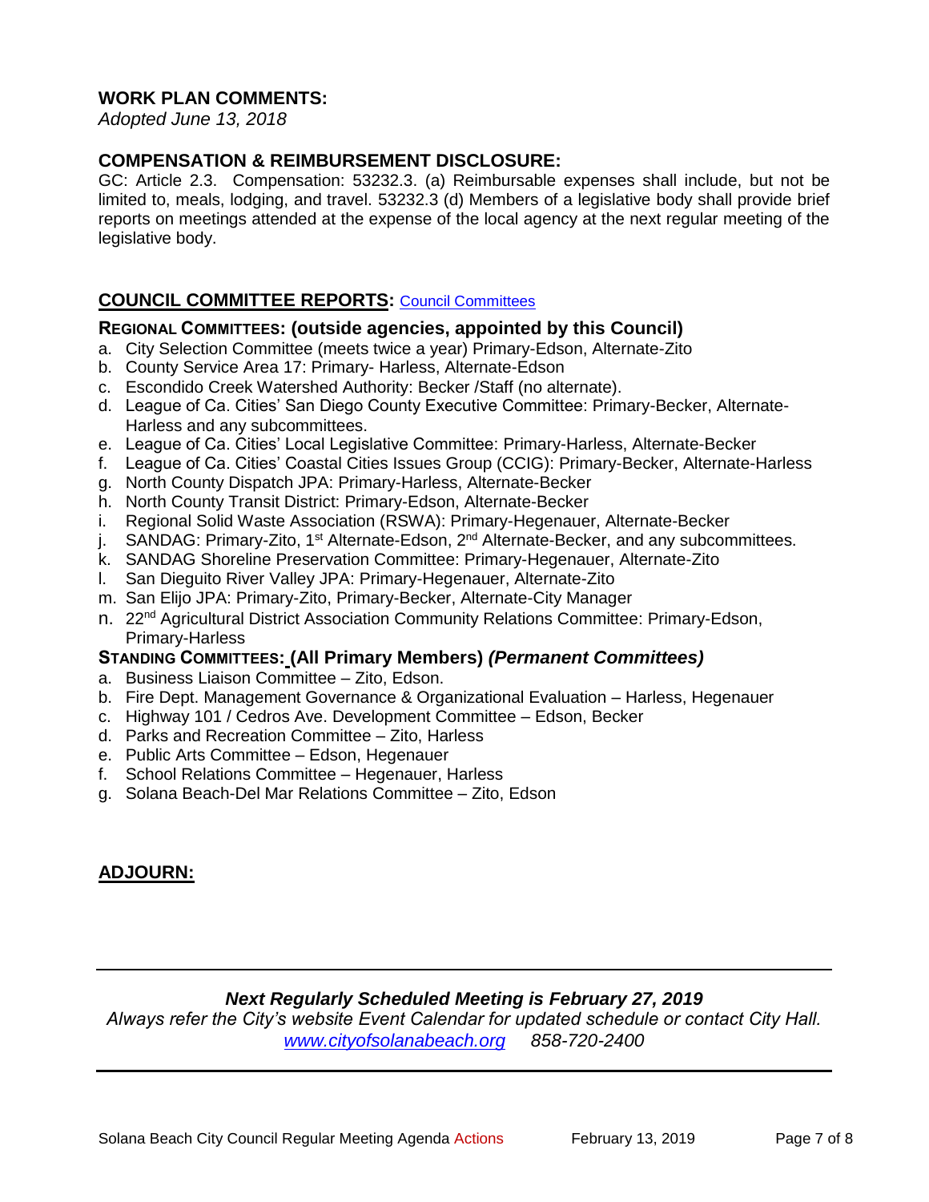## WORK PLAN COMMENTS:

*Adopted June 13, 2018*

## COMPENSATION & REIMBURSEMENT DISCLOSURE:

GC: Article 2.3. Compensation: 53232.3. (a) Reimbursable expenses shall include, but not be limited to, meals, lodging, and travel. 53232.3 (d) Members of a legislative body shall provide brief reports on meetings attended at the expense of the local agency at the next regular meeting of the legislative body.

## COUNCIL COMMITTEE REPORTS: [Council Committees]

### REGIONAL COMMITTEES: (outside agencies, appointed by this Council)

a. City Selection Committee (meets twice a year) Primary-Edson, Alternate-Zito
b. County Service Area 17: Primary- Harless, Alternate-Edson
c. Escondido Creek Watershed Authority: Becker /Staff (no alternate).
d. League of Ca. Cities' San Diego County Executive Committee: Primary-Becker, Alternate-Harless and any subcommittees.
e. League of Ca. Cities' Local Legislative Committee: Primary-Harless, Alternate-Becker
f. League of Ca. Cities' Coastal Cities Issues Group (CCIG): Primary-Becker, Alternate-Harless
g. North County Dispatch JPA: Primary-Harless, Alternate-Becker
h. North County Transit District: Primary-Edson, Alternate-Becker
i. Regional Solid Waste Association (RSWA): Primary-Hegenauer, Alternate-Becker
j. SANDAG: Primary-Zito, 1st Alternate-Edson, 2nd Alternate-Becker, and any subcommittees.
k. SANDAG Shoreline Preservation Committee: Primary-Hegenauer, Alternate-Zito
l. San Dieguito River Valley JPA: Primary-Hegenauer, Alternate-Zito
m. San Elijo JPA: Primary-Zito, Primary-Becker, Alternate-City Manager
n. 22nd Agricultural District Association Community Relations Committee: Primary-Edson, Primary-Harless

### STANDING COMMITTEES: (All Primary Members) *(Permanent Committees)*

a. Business Liaison Committee – Zito, Edson.
b. Fire Dept. Management Governance & Organizational Evaluation – Harless, Hegenauer
c. Highway 101 / Cedros Ave. Development Committee – Edson, Becker
d. Parks and Recreation Committee – Zito, Harless
e. Public Arts Committee – Edson, Hegenauer
f. School Relations Committee – Hegenauer, Harless
g. Solana Beach-Del Mar Relations Committee – Zito, Edson

## ADJOURN:

---

***Next Regularly Scheduled Meeting is February 27, 2019***

*Always refer the City's website Event Calendar for updated schedule or contact City Hall.*
*[www.cityofsolanabeach.org]   858-720-2400*

---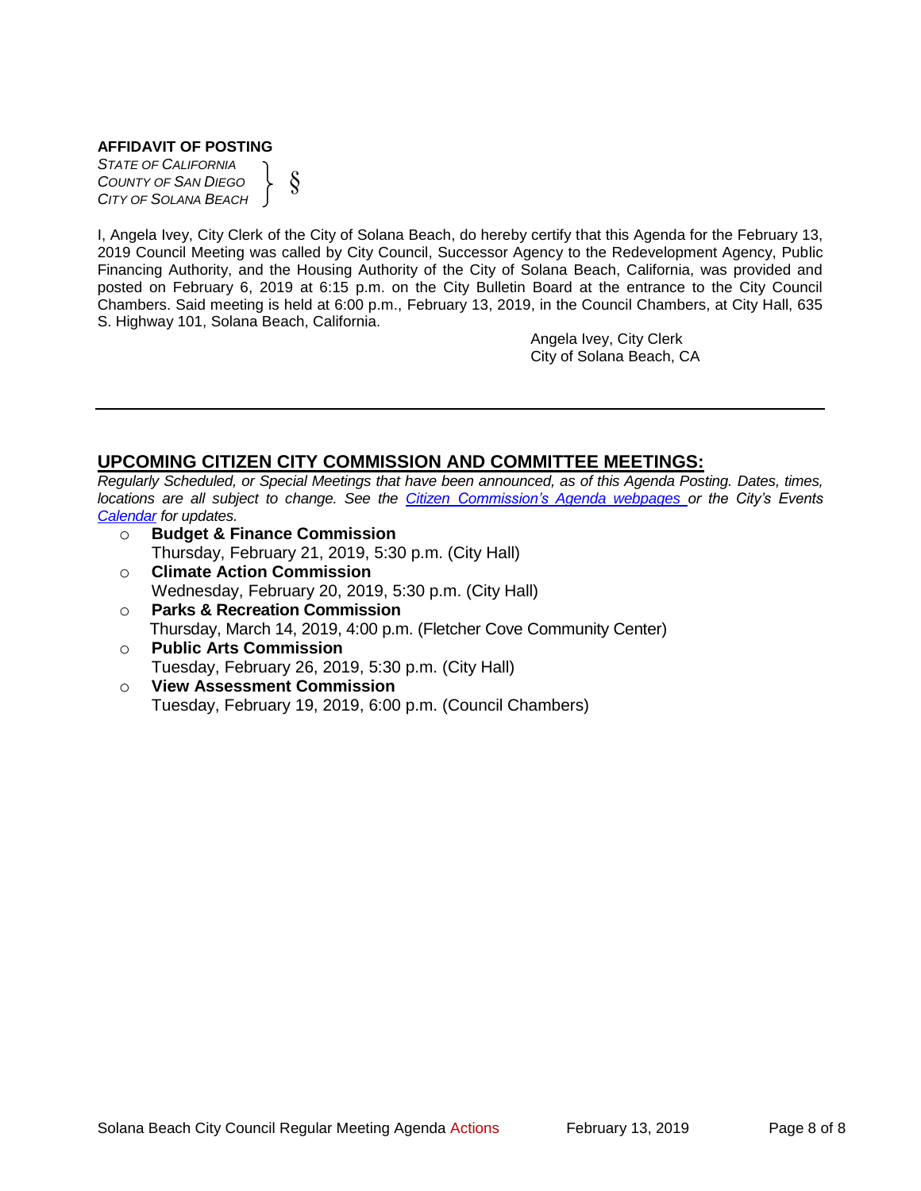**AFFIDAVIT OF POSTING**

*STATE OF CALIFORNIA*
*COUNTY OF SAN DIEGO* } §
*CITY OF SOLANA BEACH*

I, Angela Ivey, City Clerk of the City of Solana Beach, do hereby certify that this Agenda for the February 13, 2019 Council Meeting was called by City Council, Successor Agency to the Redevelopment Agency, Public Financing Authority, and the Housing Authority of the City of Solana Beach, California, was provided and posted on February 6, 2019 at 6:15 p.m. on the City Bulletin Board at the entrance to the City Council Chambers. Said meeting is held at 6:00 p.m., February 13, 2019, in the Council Chambers, at City Hall, 635 S. Highway 101, Solana Beach, California.

Angela Ivey, City Clerk
City of Solana Beach, CA

---

## UPCOMING CITIZEN CITY COMMISSION AND COMMITTEE MEETINGS:

*Regularly Scheduled, or Special Meetings that have been announced, as of this Agenda Posting. Dates, times, locations are all subject to change. See the Citizen Commission's Agenda webpages or the City's Events Calendar for updates.*

- **Budget & Finance Commission**
  Thursday, February 21, 2019, 5:30 p.m. (City Hall)
- **Climate Action Commission**
  Wednesday, February 20, 2019, 5:30 p.m. (City Hall)
- **Parks & Recreation Commission**
  Thursday, March 14, 2019, 4:00 p.m. (Fletcher Cove Community Center)
- **Public Arts Commission**
  Tuesday, February 26, 2019, 5:30 p.m. (City Hall)
- **View Assessment Commission**
  Tuesday, February 19, 2019, 6:00 p.m. (Council Chambers)